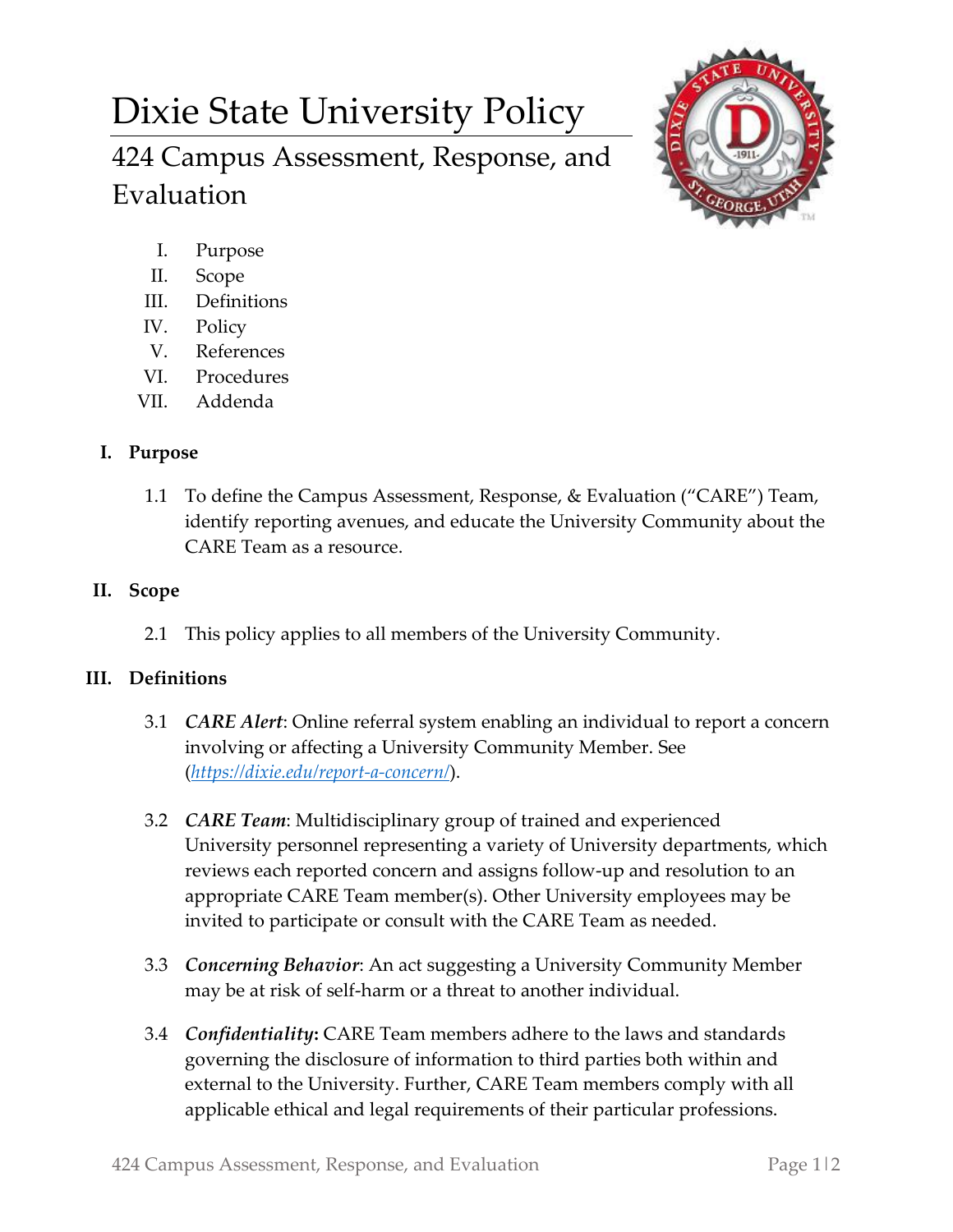# Dixie State University Policy

## 424 Campus Assessment, Response, and Evaluation

I. Purpose
II. Scope
III. Definitions
IV. Policy
V. References
VI. Procedures
VII. Addenda

### I. Purpose

1.1 To define the Campus Assessment, Response, & Evaluation ("CARE") Team, identify reporting avenues, and educate the University Community about the CARE Team as a resource.

### II. Scope

2.1 This policy applies to all members of the University Community.

### III. Definitions

3.1 ***CARE Alert***: Online referral system enabling an individual to report a concern involving or affecting a University Community Member. See (*https://dixie.edu/report-a-concern/*).

3.2 ***CARE Team***: Multidisciplinary group of trained and experienced University personnel representing a variety of University departments, which reviews each reported concern and assigns follow-up and resolution to an appropriate CARE Team member(s). Other University employees may be invited to participate or consult with the CARE Team as needed.

3.3 ***Concerning Behavior***: An act suggesting a University Community Member may be at risk of self-harm or a threat to another individual.

3.4 ***Confidentiality*:** CARE Team members adhere to the laws and standards governing the disclosure of information to third parties both within and external to the University. Further, CARE Team members comply with all applicable ethical and legal requirements of their particular professions.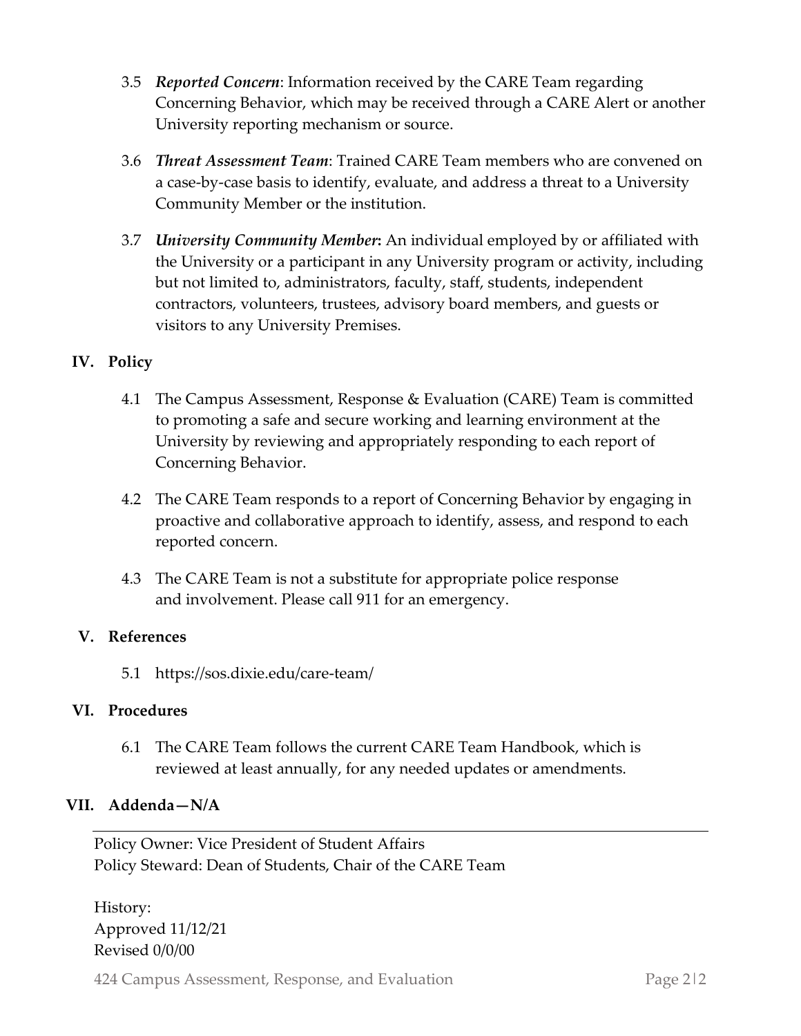3.5 ***Reported Concern***: Information received by the CARE Team regarding Concerning Behavior, which may be received through a CARE Alert or another University reporting mechanism or source.

3.6 ***Threat Assessment Team***: Trained CARE Team members who are convened on a case-by-case basis to identify, evaluate, and address a threat to a University Community Member or the institution.

3.7 ***University Community Member*:** An individual employed by or affiliated with the University or a participant in any University program or activity, including but not limited to, administrators, faculty, staff, students, independent contractors, volunteers, trustees, advisory board members, and guests or visitors to any University Premises.

## IV. Policy

4.1 The Campus Assessment, Response & Evaluation (CARE) Team is committed to promoting a safe and secure working and learning environment at the University by reviewing and appropriately responding to each report of Concerning Behavior.

4.2 The CARE Team responds to a report of Concerning Behavior by engaging in proactive and collaborative approach to identify, assess, and respond to each reported concern.

4.3 The CARE Team is not a substitute for appropriate police response and involvement. Please call 911 for an emergency.

## V. References

5.1 https://sos.dixie.edu/care-team/

## VI. Procedures

6.1 The CARE Team follows the current CARE Team Handbook, which is reviewed at least annually, for any needed updates or amendments.

## VII. Addenda—N/A

---

Policy Owner: Vice President of Student Affairs
Policy Steward: Dean of Students, Chair of the CARE Team

History:
Approved 11/12/21
Revised 0/0/00